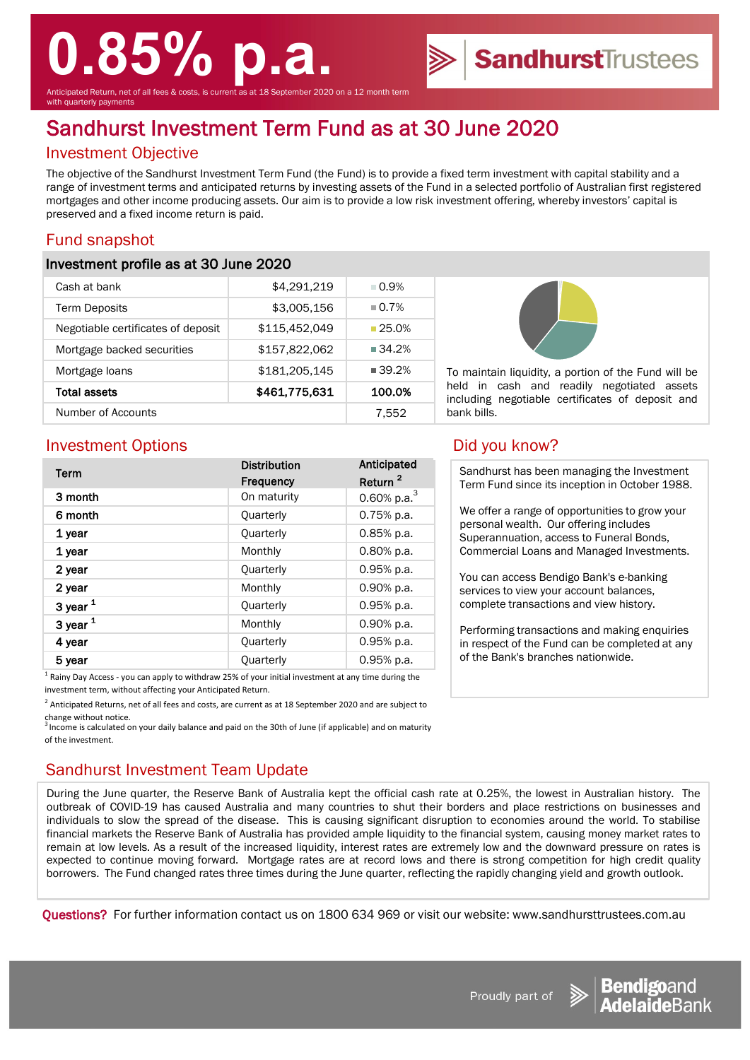# 0.85% p.a.

Anticipated Return, net of all fees & costs, is current as at 18 September 2020 on a 12 month term with quarterly payments

SandhurstTrustees

# Sandhurst Investment Term Fund as at 30 June 2020

## Investment Objective

The objective of the Sandhurst Investment Term Fund (the Fund) is to provide a fixed term investment with capital stability and a range of investment terms and anticipated returns by investing assets of the Fund in a selected portfolio of Australian first registered mortgages and other income producing assets. Our aim is to provide a low risk investment offering, whereby investors' capital is preserved and a fixed income return is paid.

## Fund snapshot

### Investment profile as at 30 June 2020

| | | |
|---|---|---|
| Cash at bank | $4,291,219 | 0.9% |
| Term Deposits | $3,005,156 | 0.7% |
| Negotiable certificates of deposit | $115,452,049 | 25.0% |
| Mortgage backed securities | $157,822,062 | 34.2% |
| Mortgage loans | $181,205,145 | 39.2% |
| **Total assets** | **$461,775,631** | **100.0%** |
| Number of Accounts | | 7,552 |

To maintain liquidity, a portion of the Fund will be held in cash and readily negotiated assets including negotiable certificates of deposit and bank bills.

## Investment Options

| Term | Distribution Frequency | Anticipated Return [2] |
|---|---|---|
| 3 month | On maturity | 0.60% p.a.[3] |
| 6 month | Quarterly | 0.75% p.a. |
| 1 year | Quarterly | 0.85% p.a. |
| 1 year | Monthly | 0.80% p.a. |
| 2 year | Quarterly | 0.95% p.a. |
| 2 year | Monthly | 0.90% p.a. |
| 3 year [1] | Quarterly | 0.95% p.a. |
| 3 year [1] | Monthly | 0.90% p.a. |
| 4 year | Quarterly | 0.95% p.a. |
| 5 year | Quarterly | 0.95% p.a. |

[1] Rainy Day Access - you can apply to withdraw 25% of your initial investment at any time during the investment term, without affecting your Anticipated Return.

[2] Anticipated Returns, net of all fees and costs, are current as at 18 September 2020 and are subject to change without notice.

[3] Income is calculated on your daily balance and paid on the 30th of June (if applicable) and on maturity of the investment.

## Did you know?

Sandhurst has been managing the Investment Term Fund since its inception in October 1988.

We offer a range of opportunities to grow your personal wealth. Our offering includes Superannuation, access to Funeral Bonds, Commercial Loans and Managed Investments.

You can access Bendigo Bank's e-banking services to view your account balances, complete transactions and view history.

Performing transactions and making enquiries in respect of the Fund can be completed at any of the Bank's branches nationwide.

## Sandhurst Investment Team Update

During the June quarter, the Reserve Bank of Australia kept the official cash rate at 0.25%, the lowest in Australian history. The outbreak of COVID-19 has caused Australia and many countries to shut their borders and place restrictions on businesses and individuals to slow the spread of the disease. This is causing significant disruption to economies around the world. To stabilise financial markets the Reserve Bank of Australia has provided ample liquidity to the financial system, causing money market rates to remain at low levels. As a result of the increased liquidity, interest rates are extremely low and the downward pressure on rates is expected to continue moving forward. Mortgage rates are at record lows and there is strong competition for high credit quality borrowers. The Fund changed rates three times during the June quarter, reflecting the rapidly changing yield and growth outlook.

**Questions?** For further information contact us on 1800 634 969 or visit our website: www.sandhursttrustees.com.au

Proudly part of Bendigo and Adelaide Bank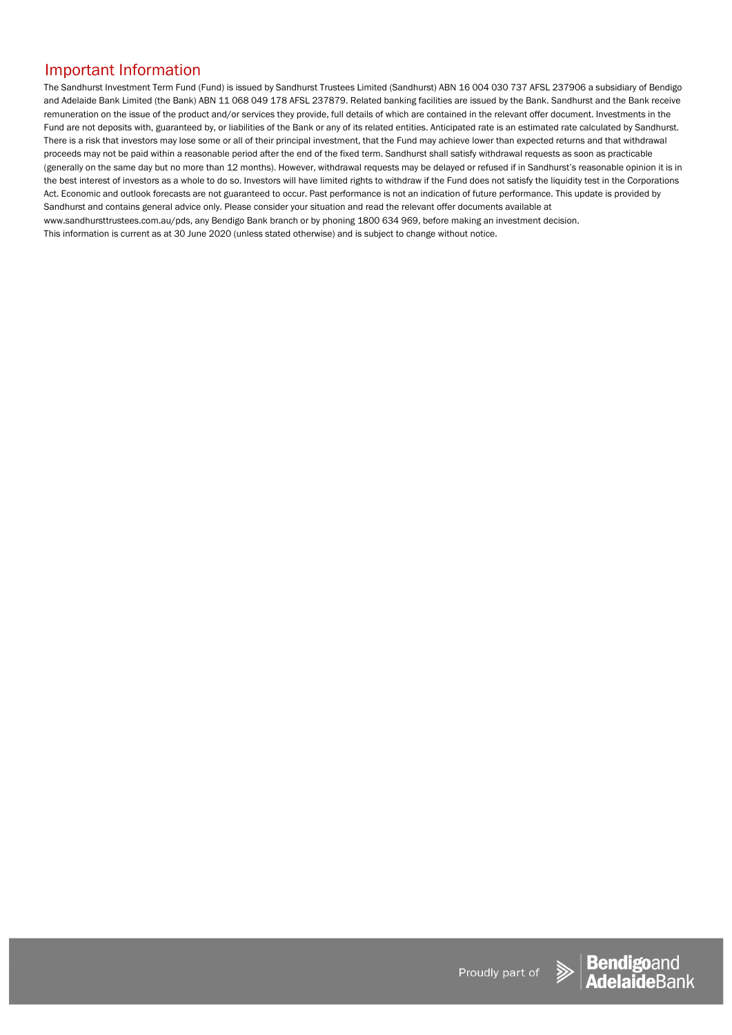## Important Information

The Sandhurst Investment Term Fund (Fund) is issued by Sandhurst Trustees Limited (Sandhurst) ABN 16 004 030 737 AFSL 237906 a subsidiary of Bendigo and Adelaide Bank Limited (the Bank) ABN 11 068 049 178 AFSL 237879. Related banking facilities are issued by the Bank. Sandhurst and the Bank receive remuneration on the issue of the product and/or services they provide, full details of which are contained in the relevant offer document. Investments in the Fund are not deposits with, guaranteed by, or liabilities of the Bank or any of its related entities. Anticipated rate is an estimated rate calculated by Sandhurst. There is a risk that investors may lose some or all of their principal investment, that the Fund may achieve lower than expected returns and that withdrawal proceeds may not be paid within a reasonable period after the end of the fixed term. Sandhurst shall satisfy withdrawal requests as soon as practicable (generally on the same day but no more than 12 months). However, withdrawal requests may be delayed or refused if in Sandhurst's reasonable opinion it is in the best interest of investors as a whole to do so. Investors will have limited rights to withdraw if the Fund does not satisfy the liquidity test in the Corporations Act. Economic and outlook forecasts are not guaranteed to occur. Past performance is not an indication of future performance. This update is provided by Sandhurst and contains general advice only. Please consider your situation and read the relevant offer documents available at www.sandhursttrustees.com.au/pds, any Bendigo Bank branch or by phoning 1800 634 969, before making an investment decision.
This information is current as at 30 June 2020 (unless stated otherwise) and is subject to change without notice.

Proudly part of Bendigo and Adelaide Bank